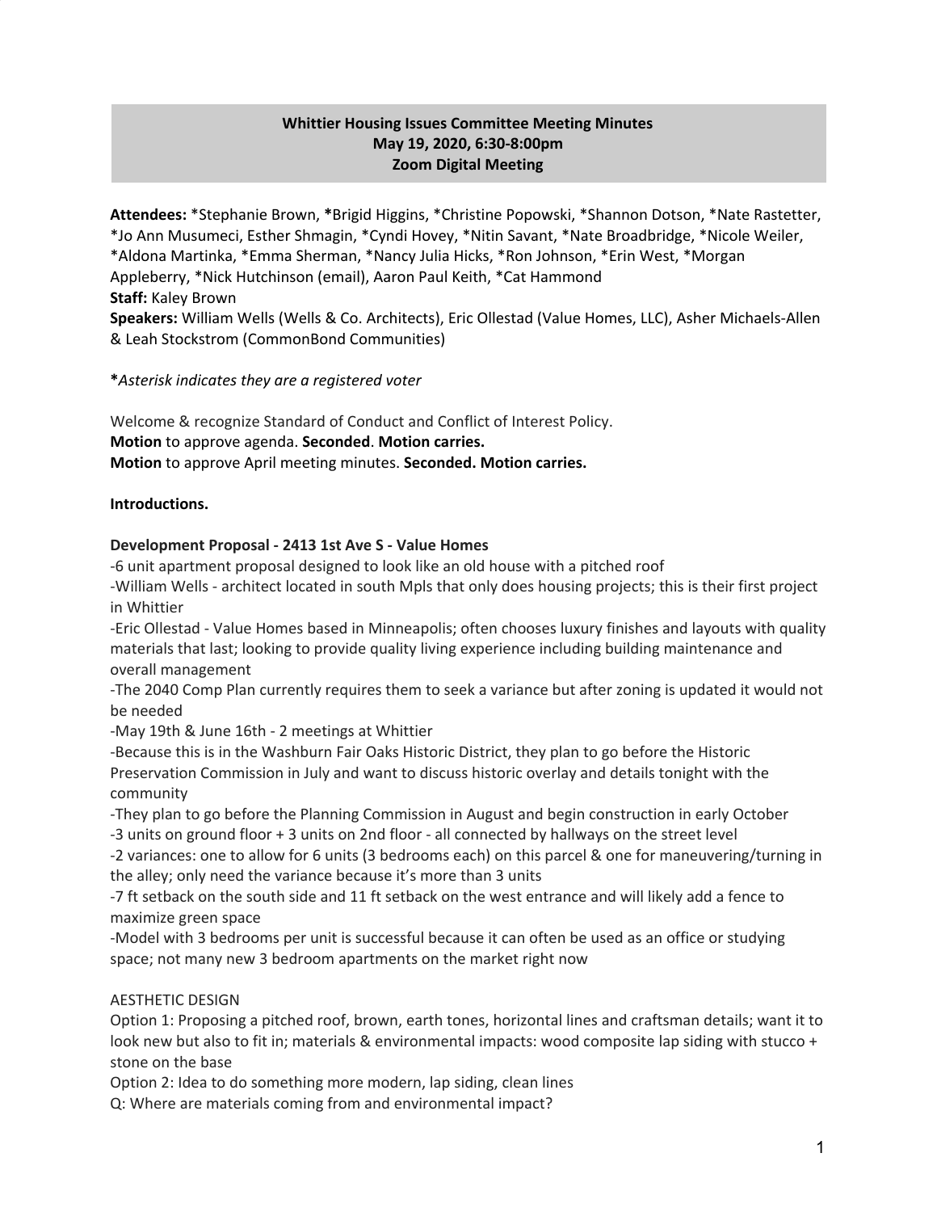**Whittier Housing Issues Committee Meeting Minutes**
**May 19, 2020, 6:30-8:00pm**
**Zoom Digital Meeting**

**Attendees:** *Stephanie Brown, ***Brigid Higgins, *Christine Popowski, *Shannon Dotson, *Nate Rastetter, *Jo Ann Musumeci, Esther Shmagin, *Cyndi Hovey, *Nitin Savant, *Nate Broadbridge, *Nicole Weiler, *Aldona Martinka, *Emma Sherman, *Nancy Julia Hicks, *Ron Johnson, *Erin West, *Morgan Appleberry, *Nick Hutchinson (email), Aaron Paul Keith, *Cat Hammond
**Staff:** Kaley Brown
**Speakers:** William Wells (Wells & Co. Architects), Eric Ollestad (Value Homes, LLC), Asher Michaels-Allen & Leah Stockstrom (CommonBond Communities)

***Asterisk indicates they are a registered voter***

Welcome & recognize Standard of Conduct and Conflict of Interest Policy.
**Motion** to approve agenda. **Seconded**. **Motion carries.**
**Motion** to approve April meeting minutes. **Seconded. Motion carries.**

**Introductions.**

**Development Proposal - 2413 1st Ave S - Value Homes**
-6 unit apartment proposal designed to look like an old house with a pitched roof
-William Wells - architect located in south Mpls that only does housing projects; this is their first project in Whittier
-Eric Ollestad - Value Homes based in Minneapolis; often chooses luxury finishes and layouts with quality materials that last; looking to provide quality living experience including building maintenance and overall management
-The 2040 Comp Plan currently requires them to seek a variance but after zoning is updated it would not be needed
-May 19th & June 16th - 2 meetings at Whittier
-Because this is in the Washburn Fair Oaks Historic District, they plan to go before the Historic Preservation Commission in July and want to discuss historic overlay and details tonight with the community
-They plan to go before the Planning Commission in August and begin construction in early October
-3 units on ground floor + 3 units on 2nd floor - all connected by hallways on the street level
-2 variances: one to allow for 6 units (3 bedrooms each) on this parcel & one for maneuvering/turning in the alley; only need the variance because it's more than 3 units
-7 ft setback on the south side and 11 ft setback on the west entrance and will likely add a fence to maximize green space
-Model with 3 bedrooms per unit is successful because it can often be used as an office or studying space; not many new 3 bedroom apartments on the market right now

AESTHETIC DESIGN
Option 1: Proposing a pitched roof, brown, earth tones, horizontal lines and craftsman details; want it to look new but also to fit in; materials & environmental impacts: wood composite lap siding with stucco + stone on the base
Option 2: Idea to do something more modern, lap siding, clean lines
Q: Where are materials coming from and environmental impact?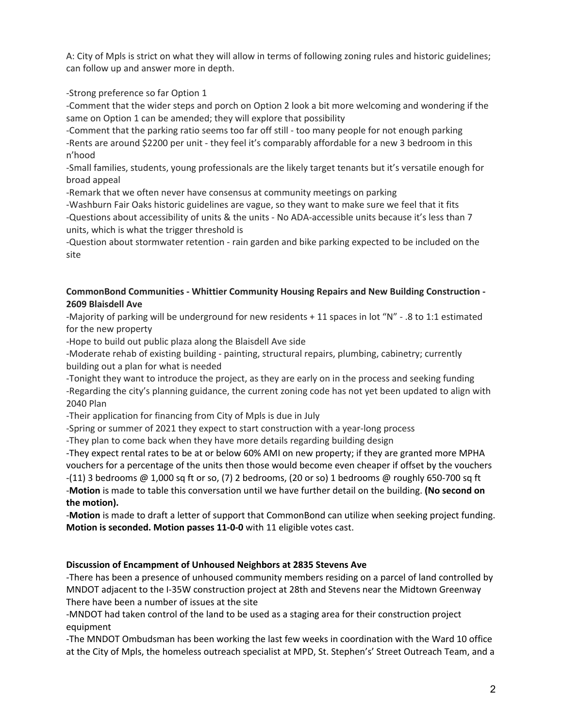A: City of Mpls is strict on what they will allow in terms of following zoning rules and historic guidelines; can follow up and answer more in depth.

-Strong preference so far Option 1
-Comment that the wider steps and porch on Option 2 look a bit more welcoming and wondering if the same on Option 1 can be amended; they will explore that possibility
-Comment that the parking ratio seems too far off still - too many people for not enough parking
-Rents are around $2200 per unit - they feel it's comparably affordable for a new 3 bedroom in this n'hood
-Small families, students, young professionals are the likely target tenants but it's versatile enough for broad appeal
-Remark that we often never have consensus at community meetings on parking
-Washburn Fair Oaks historic guidelines are vague, so they want to make sure we feel that it fits
-Questions about accessibility of units & the units - No ADA-accessible units because it's less than 7 units, which is what the trigger threshold is
-Question about stormwater retention - rain garden and bike parking expected to be included on the site

**CommonBond Communities - Whittier Community Housing Repairs and New Building Construction - 2609 Blaisdell Ave**

-Majority of parking will be underground for new residents + 11 spaces in lot "N" - .8 to 1:1 estimated for the new property
-Hope to build out public plaza along the Blaisdell Ave side
-Moderate rehab of existing building - painting, structural repairs, plumbing, cabinetry; currently building out a plan for what is needed
-Tonight they want to introduce the project, as they are early on in the process and seeking funding
-Regarding the city's planning guidance, the current zoning code has not yet been updated to align with 2040 Plan
-Their application for financing from City of Mpls is due in July
-Spring or summer of 2021 they expect to start construction with a year-long process
-They plan to come back when they have more details regarding building design
-They expect rental rates to be at or below 60% AMI on new property; if they are granted more MPHA vouchers for a percentage of the units then those would become even cheaper if offset by the vouchers
-(11) 3 bedrooms @ 1,000 sq ft or so, (7) 2 bedrooms, (20 or so) 1 bedrooms @ roughly 650-700 sq ft
-**Motion** is made to table this conversation until we have further detail on the building. **(No second on the motion).**
-**Motion** is made to draft a letter of support that CommonBond can utilize when seeking project funding. **Motion is seconded. Motion passes 11-0-0** with 11 eligible votes cast.

**Discussion of Encampment of Unhoused Neighbors at 2835 Stevens Ave**

-There has been a presence of unhoused community members residing on a parcel of land controlled by MNDOT adjacent to the I-35W construction project at 28th and Stevens near the Midtown Greenway There have been a number of issues at the site
-MNDOT had taken control of the land to be used as a staging area for their construction project equipment
-The MNDOT Ombudsman has been working the last few weeks in coordination with the Ward 10 office at the City of Mpls, the homeless outreach specialist at MPD, St. Stephen's' Street Outreach Team, and a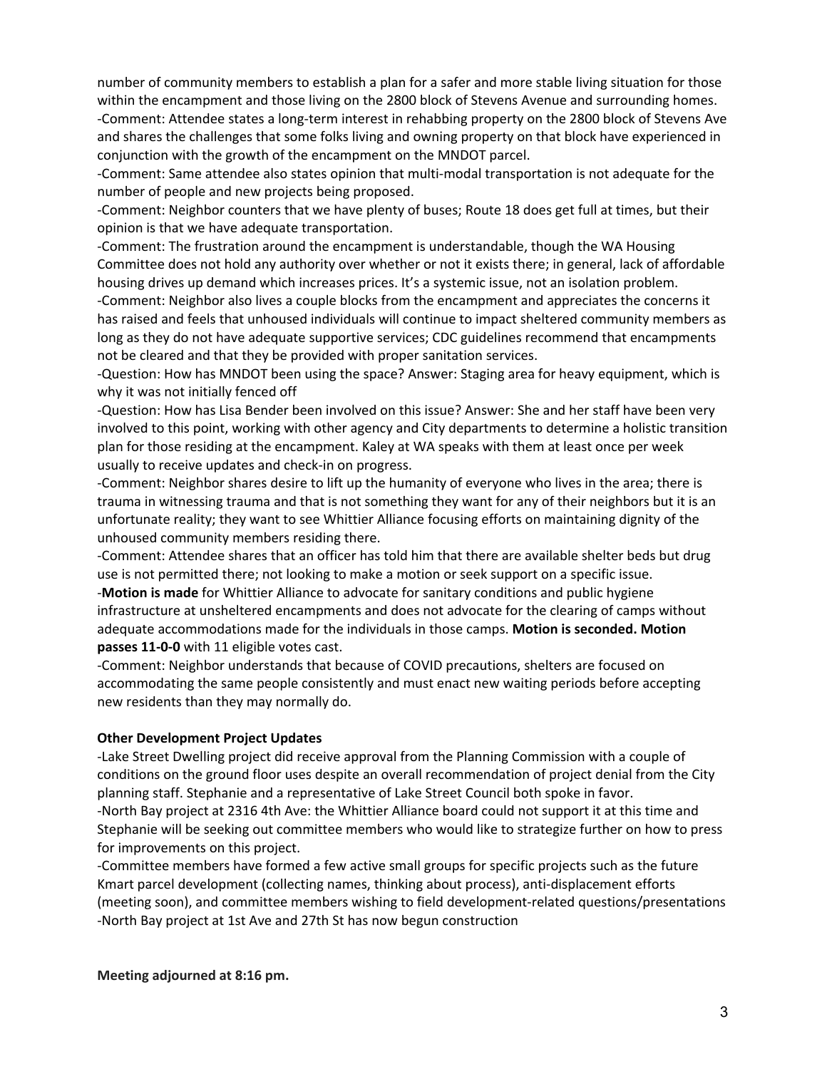number of community members to establish a plan for a safer and more stable living situation for those within the encampment and those living on the 2800 block of Stevens Avenue and surrounding homes.

-Comment: Attendee states a long-term interest in rehabbing property on the 2800 block of Stevens Ave and shares the challenges that some folks living and owning property on that block have experienced in conjunction with the growth of the encampment on the MNDOT parcel.

-Comment: Same attendee also states opinion that multi-modal transportation is not adequate for the number of people and new projects being proposed.

-Comment: Neighbor counters that we have plenty of buses; Route 18 does get full at times, but their opinion is that we have adequate transportation.

-Comment: The frustration around the encampment is understandable, though the WA Housing Committee does not hold any authority over whether or not it exists there; in general, lack of affordable housing drives up demand which increases prices. It's a systemic issue, not an isolation problem.

-Comment: Neighbor also lives a couple blocks from the encampment and appreciates the concerns it has raised and feels that unhoused individuals will continue to impact sheltered community members as long as they do not have adequate supportive services; CDC guidelines recommend that encampments not be cleared and that they be provided with proper sanitation services.

-Question: How has MNDOT been using the space? Answer: Staging area for heavy equipment, which is why it was not initially fenced off

-Question: How has Lisa Bender been involved on this issue? Answer: She and her staff have been very involved to this point, working with other agency and City departments to determine a holistic transition plan for those residing at the encampment. Kaley at WA speaks with them at least once per week usually to receive updates and check-in on progress.

-Comment: Neighbor shares desire to lift up the humanity of everyone who lives in the area; there is trauma in witnessing trauma and that is not something they want for any of their neighbors but it is an unfortunate reality; they want to see Whittier Alliance focusing efforts on maintaining dignity of the unhoused community members residing there.

-Comment: Attendee shares that an officer has told him that there are available shelter beds but drug use is not permitted there; not looking to make a motion or seek support on a specific issue.

-**Motion is made** for Whittier Alliance to advocate for sanitary conditions and public hygiene infrastructure at unsheltered encampments and does not advocate for the clearing of camps without adequate accommodations made for the individuals in those camps. **Motion is seconded. Motion passes 11-0-0** with 11 eligible votes cast.

-Comment: Neighbor understands that because of COVID precautions, shelters are focused on accommodating the same people consistently and must enact new waiting periods before accepting new residents than they may normally do.

**Other Development Project Updates**

-Lake Street Dwelling project did receive approval from the Planning Commission with a couple of conditions on the ground floor uses despite an overall recommendation of project denial from the City planning staff. Stephanie and a representative of Lake Street Council both spoke in favor.

-North Bay project at 2316 4th Ave: the Whittier Alliance board could not support it at this time and Stephanie will be seeking out committee members who would like to strategize further on how to press for improvements on this project.

-Committee members have formed a few active small groups for specific projects such as the future Kmart parcel development (collecting names, thinking about process), anti-displacement efforts (meeting soon), and committee members wishing to field development-related questions/presentations

-North Bay project at 1st Ave and 27th St has now begun construction

**Meeting adjourned at 8:16 pm.**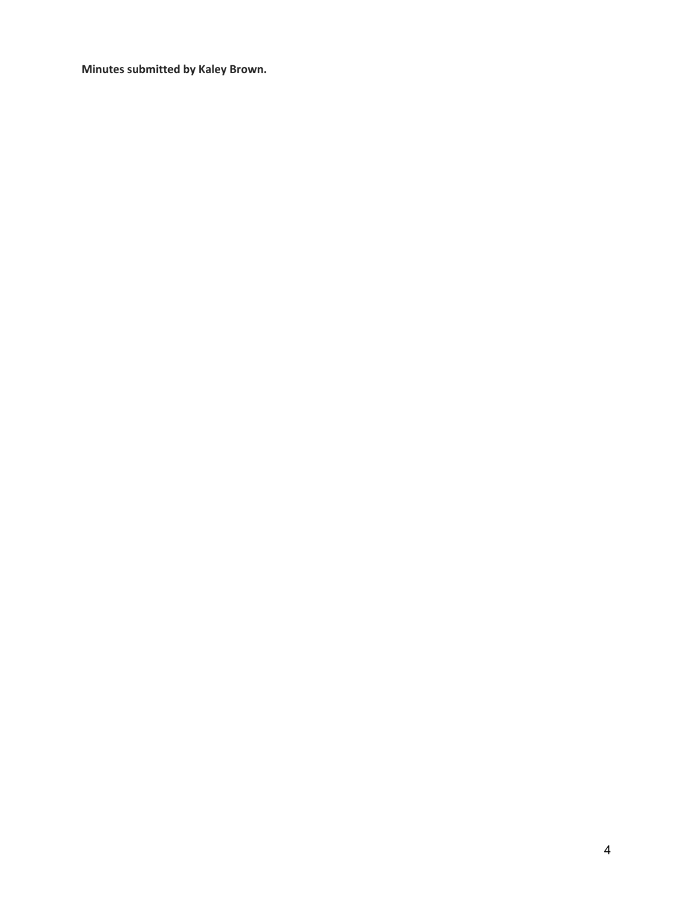**Minutes submitted by Kaley Brown.**